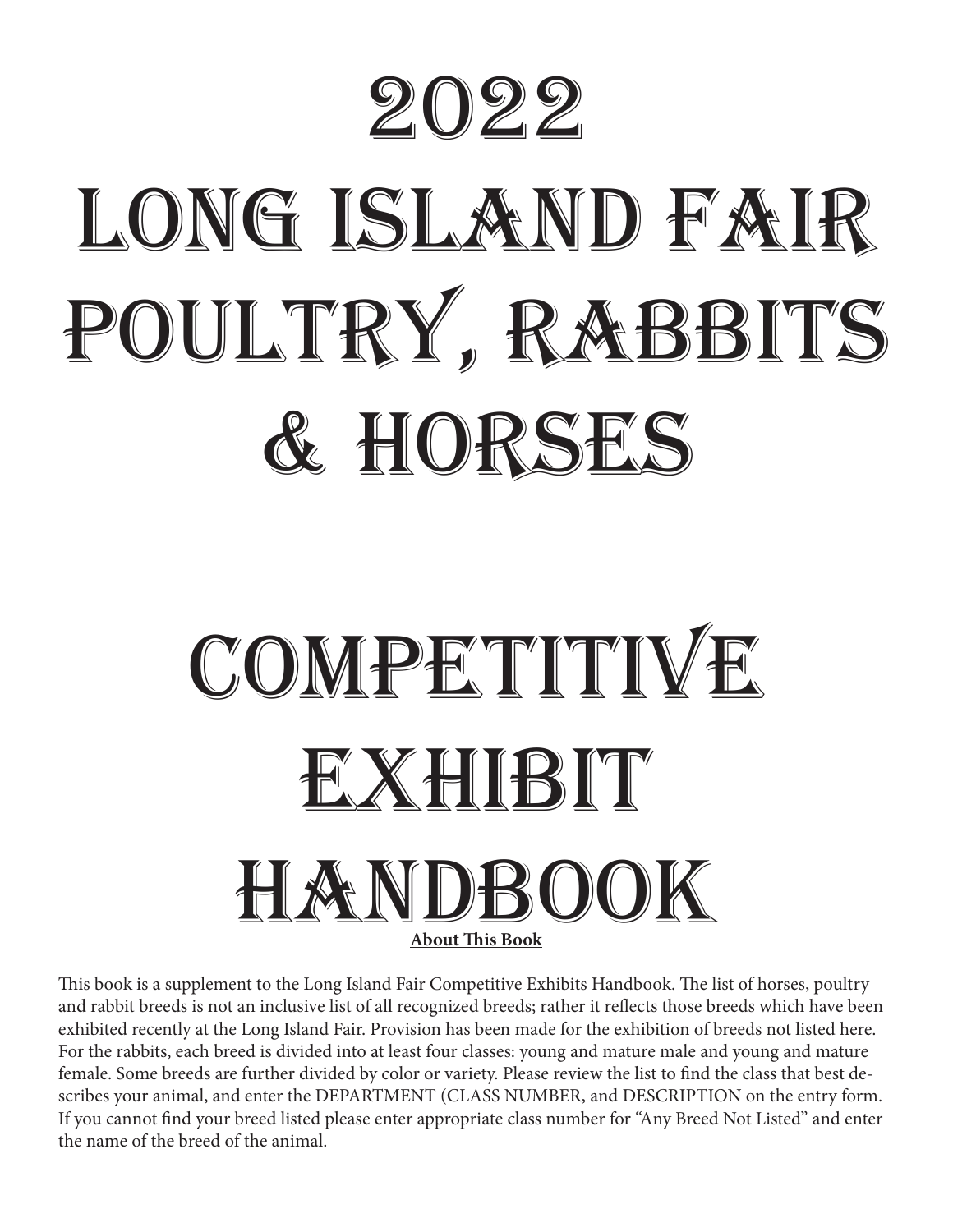# 2022
# Long Island Fair
# Poultry, Rabbits
# & Horses

# Competitive
# Exhibit
# Handbook

**About This Book**

This book is a supplement to the Long Island Fair Competitive Exhibits Handbook. The list of horses, poultry and rabbit breeds is not an inclusive list of all recognized breeds; rather it reflects those breeds which have been exhibited recently at the Long Island Fair. Provision has been made for the exhibition of breeds not listed here. For the rabbits, each breed is divided into at least four classes: young and mature male and young and mature female. Some breeds are further divided by color or variety. Please review the list to find the class that best describes your animal, and enter the DEPARTMENT (CLASS NUMBER, and DESCRIPTION on the entry form. If you cannot find your breed listed please enter appropriate class number for "Any Breed Not Listed" and enter the name of the breed of the animal.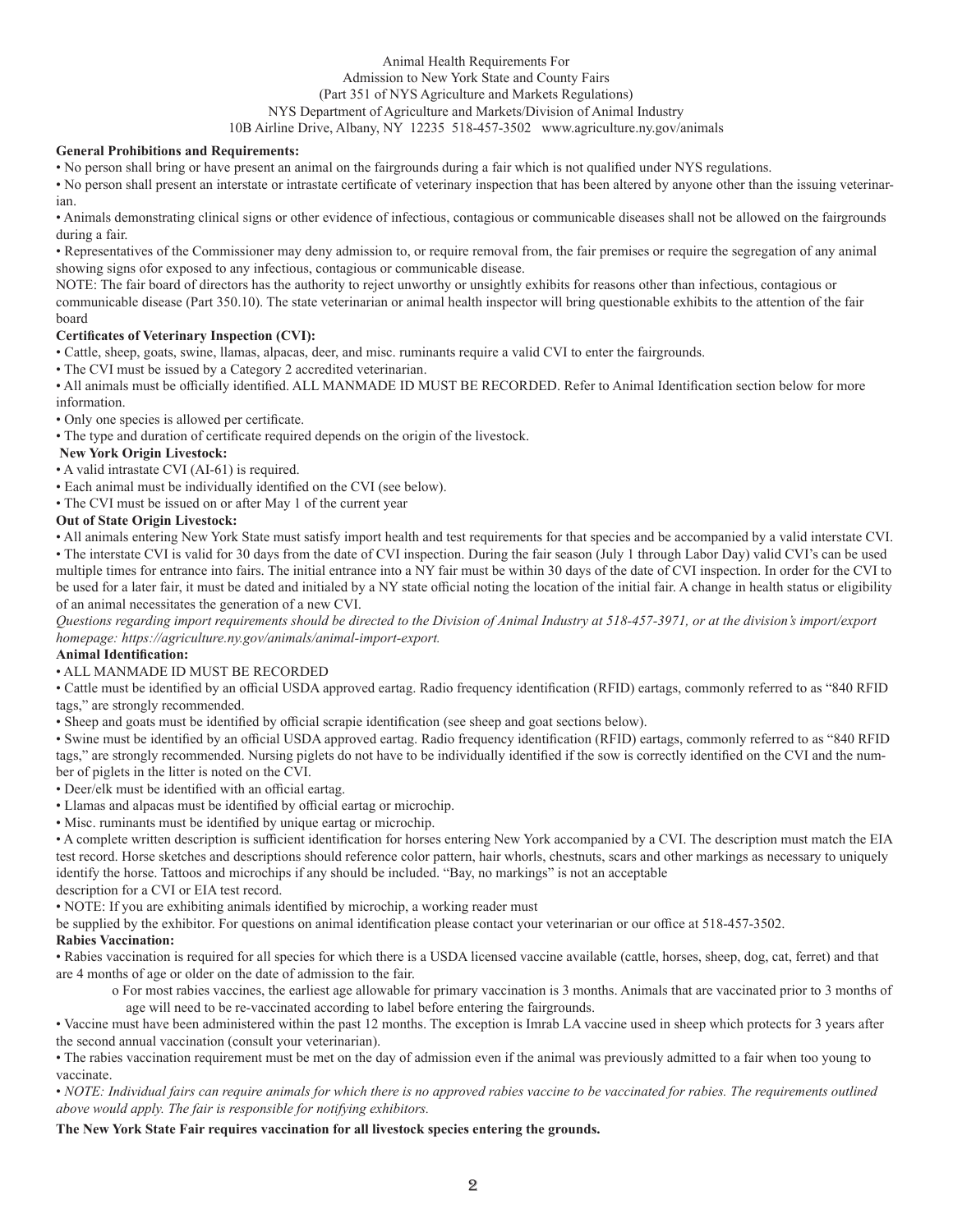Animal Health Requirements For
Admission to New York State and County Fairs
(Part 351 of NYS Agriculture and Markets Regulations)
NYS Department of Agriculture and Markets/Division of Animal Industry
10B Airline Drive, Albany, NY 12235 518-457-3502 www.agriculture.ny.gov/animals

**General Prohibitions and Requirements:**

- No person shall bring or have present an animal on the fairgrounds during a fair which is not qualified under NYS regulations.
- No person shall present an interstate or intrastate certificate of veterinary inspection that has been altered by anyone other than the issuing veterinarian.
- Animals demonstrating clinical signs or other evidence of infectious, contagious or communicable diseases shall not be allowed on the fairgrounds during a fair.
- Representatives of the Commissioner may deny admission to, or require removal from, the fair premises or require the segregation of any animal showing signs ofor exposed to any infectious, contagious or communicable disease.

NOTE: The fair board of directors has the authority to reject unworthy or unsightly exhibits for reasons other than infectious, contagious or communicable disease (Part 350.10). The state veterinarian or animal health inspector will bring questionable exhibits to the attention of the fair board

**Certificates of Veterinary Inspection (CVI):**

- Cattle, sheep, goats, swine, llamas, alpacas, deer, and misc. ruminants require a valid CVI to enter the fairgrounds.
- The CVI must be issued by a Category 2 accredited veterinarian.
- All animals must be officially identified. ALL MANMADE ID MUST BE RECORDED. Refer to Animal Identification section below for more information.
- Only one species is allowed per certificate.
- The type and duration of certificate required depends on the origin of the livestock.

**New York Origin Livestock:**

- A valid intrastate CVI (AI-61) is required.
- Each animal must be individually identified on the CVI (see below).
- The CVI must be issued on or after May 1 of the current year

**Out of State Origin Livestock:**

- All animals entering New York State must satisfy import health and test requirements for that species and be accompanied by a valid interstate CVI.
- The interstate CVI is valid for 30 days from the date of CVI inspection. During the fair season (July 1 through Labor Day) valid CVI's can be used multiple times for entrance into fairs. The initial entrance into a NY fair must be within 30 days of the date of CVI inspection. In order for the CVI to be used for a later fair, it must be dated and initialed by a NY state official noting the location of the initial fair. A change in health status or eligibility of an animal necessitates the generation of a new CVI.

*Questions regarding import requirements should be directed to the Division of Animal Industry at 518-457-3971, or at the division's import/export homepage: https://agriculture.ny.gov/animals/animal-import-export.*

**Animal Identification:**

- ALL MANMADE ID MUST BE RECORDED
- Cattle must be identified by an official USDA approved eartag. Radio frequency identification (RFID) eartags, commonly referred to as "840 RFID tags," are strongly recommended.
- Sheep and goats must be identified by official scrapie identification (see sheep and goat sections below).
- Swine must be identified by an official USDA approved eartag. Radio frequency identification (RFID) eartags, commonly referred to as "840 RFID tags," are strongly recommended. Nursing piglets do not have to be individually identified if the sow is correctly identified on the CVI and the number of piglets in the litter is noted on the CVI.
- Deer/elk must be identified with an official eartag.
- Llamas and alpacas must be identified by official eartag or microchip.
- Misc. ruminants must be identified by unique eartag or microchip.
- A complete written description is sufficient identification for horses entering New York accompanied by a CVI. The description must match the EIA test record. Horse sketches and descriptions should reference color pattern, hair whorls, chestnuts, scars and other markings as necessary to uniquely identify the horse. Tattoos and microchips if any should be included. "Bay, no markings" is not an acceptable description for a CVI or EIA test record.
- NOTE: If you are exhibiting animals identified by microchip, a working reader must be supplied by the exhibitor. For questions on animal identification please contact your veterinarian or our office at 518-457-3502.

**Rabies Vaccination:**

- Rabies vaccination is required for all species for which there is a USDA licensed vaccine available (cattle, horses, sheep, dog, cat, ferret) and that are 4 months of age or older on the date of admission to the fair.
  - For most rabies vaccines, the earliest age allowable for primary vaccination is 3 months. Animals that are vaccinated prior to 3 months of age will need to be re-vaccinated according to label before entering the fairgrounds.
- Vaccine must have been administered within the past 12 months. The exception is Imrab LA vaccine used in sheep which protects for 3 years after the second annual vaccination (consult your veterinarian).
- The rabies vaccination requirement must be met on the day of admission even if the animal was previously admitted to a fair when too young to vaccinate.
- *NOTE: Individual fairs can require animals for which there is no approved rabies vaccine to be vaccinated for rabies. The requirements outlined above would apply. The fair is responsible for notifying exhibitors.*

**The New York State Fair requires vaccination for all livestock species entering the grounds.**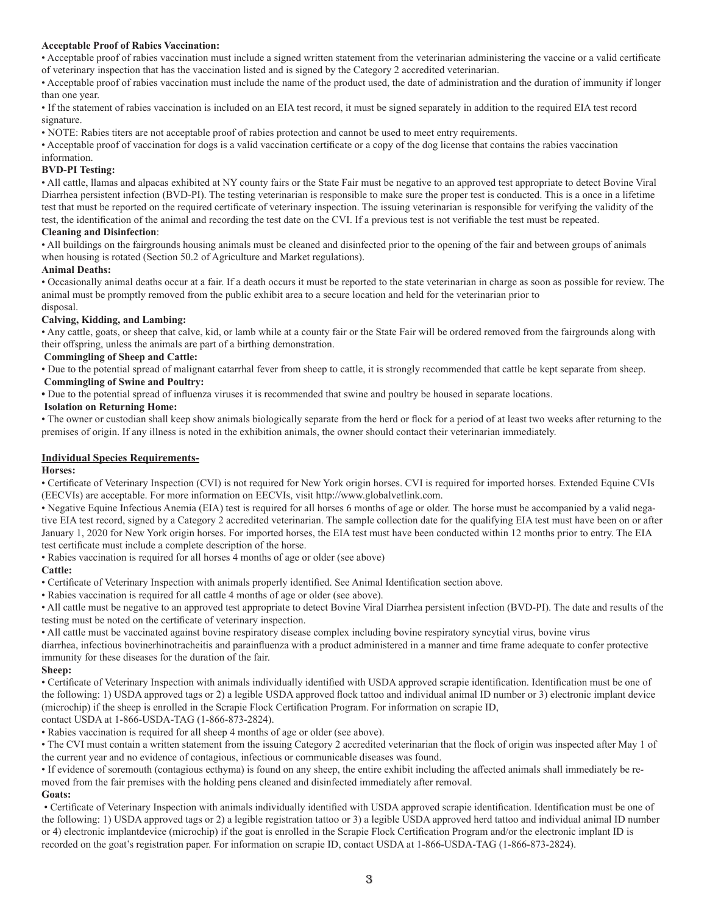**Acceptable Proof of Rabies Vaccination:**

- Acceptable proof of rabies vaccination must include a signed written statement from the veterinarian administering the vaccine or a valid certificate of veterinary inspection that has the vaccination listed and is signed by the Category 2 accredited veterinarian.
- Acceptable proof of rabies vaccination must include the name of the product used, the date of administration and the duration of immunity if longer than one year.
- If the statement of rabies vaccination is included on an EIA test record, it must be signed separately in addition to the required EIA test record signature.
- NOTE: Rabies titers are not acceptable proof of rabies protection and cannot be used to meet entry requirements.
- Acceptable proof of vaccination for dogs is a valid vaccination certificate or a copy of the dog license that contains the rabies vaccination information.

**BVD-PI Testing:**

- All cattle, llamas and alpacas exhibited at NY county fairs or the State Fair must be negative to an approved test appropriate to detect Bovine Viral Diarrhea persistent infection (BVD-PI). The testing veterinarian is responsible to make sure the proper test is conducted. This is a once in a lifetime test that must be reported on the required certificate of veterinary inspection. The issuing veterinarian is responsible for verifying the validity of the test, the identification of the animal and recording the test date on the CVI. If a previous test is not verifiable the test must be repeated.

**Cleaning and Disinfection**:

- All buildings on the fairgrounds housing animals must be cleaned and disinfected prior to the opening of the fair and between groups of animals when housing is rotated (Section 50.2 of Agriculture and Market regulations).

**Animal Deaths:**

- Occasionally animal deaths occur at a fair. If a death occurs it must be reported to the state veterinarian in charge as soon as possible for review. The animal must be promptly removed from the public exhibit area to a secure location and held for the veterinarian prior to disposal.

**Calving, Kidding, and Lambing:**

- Any cattle, goats, or sheep that calve, kid, or lamb while at a county fair or the State Fair will be ordered removed from the fairgrounds along with their offspring, unless the animals are part of a birthing demonstration.

**Commingling of Sheep and Cattle:**

- Due to the potential spread of malignant catarrhal fever from sheep to cattle, it is strongly recommended that cattle be kept separate from sheep.

**Commingling of Swine and Poultry:**

- Due to the potential spread of influenza viruses it is recommended that swine and poultry be housed in separate locations.

**Isolation on Returning Home:**

- The owner or custodian shall keep show animals biologically separate from the herd or flock for a period of at least two weeks after returning to the premises of origin. If any illness is noted in the exhibition animals, the owner should contact their veterinarian immediately.

## Individual Species Requirements-

**Horses:**

- Certificate of Veterinary Inspection (CVI) is not required for New York origin horses. CVI is required for imported horses. Extended Equine CVIs (EECVIs) are acceptable. For more information on EECVIs, visit http://www.globalvetlink.com.
- Negative Equine Infectious Anemia (EIA) test is required for all horses 6 months of age or older. The horse must be accompanied by a valid negative EIA test record, signed by a Category 2 accredited veterinarian. The sample collection date for the qualifying EIA test must have been on or after January 1, 2020 for New York origin horses. For imported horses, the EIA test must have been conducted within 12 months prior to entry. The EIA test certificate must include a complete description of the horse.
- Rabies vaccination is required for all horses 4 months of age or older (see above)

**Cattle:**

- Certificate of Veterinary Inspection with animals properly identified. See Animal Identification section above.
- Rabies vaccination is required for all cattle 4 months of age or older (see above).
- All cattle must be negative to an approved test appropriate to detect Bovine Viral Diarrhea persistent infection (BVD-PI). The date and results of the testing must be noted on the certificate of veterinary inspection.
- All cattle must be vaccinated against bovine respiratory disease complex including bovine respiratory syncytial virus, bovine virus diarrhea, infectious bovinerhinotracheitis and parainfluenza with a product administered in a manner and time frame adequate to confer protective immunity for these diseases for the duration of the fair.

**Sheep:**

- Certificate of Veterinary Inspection with animals individually identified with USDA approved scrapie identification. Identification must be one of the following: 1) USDA approved tags or 2) a legible USDA approved flock tattoo and individual animal ID number or 3) electronic implant device (microchip) if the sheep is enrolled in the Scrapie Flock Certification Program. For information on scrapie ID, contact USDA at 1-866-USDA-TAG (1-866-873-2824).
- Rabies vaccination is required for all sheep 4 months of age or older (see above).
- The CVI must contain a written statement from the issuing Category 2 accredited veterinarian that the flock of origin was inspected after May 1 of the current year and no evidence of contagious, infectious or communicable diseases was found.
- If evidence of soremouth (contagious ecthyma) is found on any sheep, the entire exhibit including the affected animals shall immediately be removed from the fair premises with the holding pens cleaned and disinfected immediately after removal.

**Goats:**

- Certificate of Veterinary Inspection with animals individually identified with USDA approved scrapie identification. Identification must be one of the following: 1) USDA approved tags or 2) a legible registration tattoo or 3) a legible USDA approved herd tattoo and individual animal ID number or 4) electronic implantdevice (microchip) if the goat is enrolled in the Scrapie Flock Certification Program and/or the electronic implant ID is recorded on the goat's registration paper. For information on scrapie ID, contact USDA at 1-866-USDA-TAG (1-866-873-2824).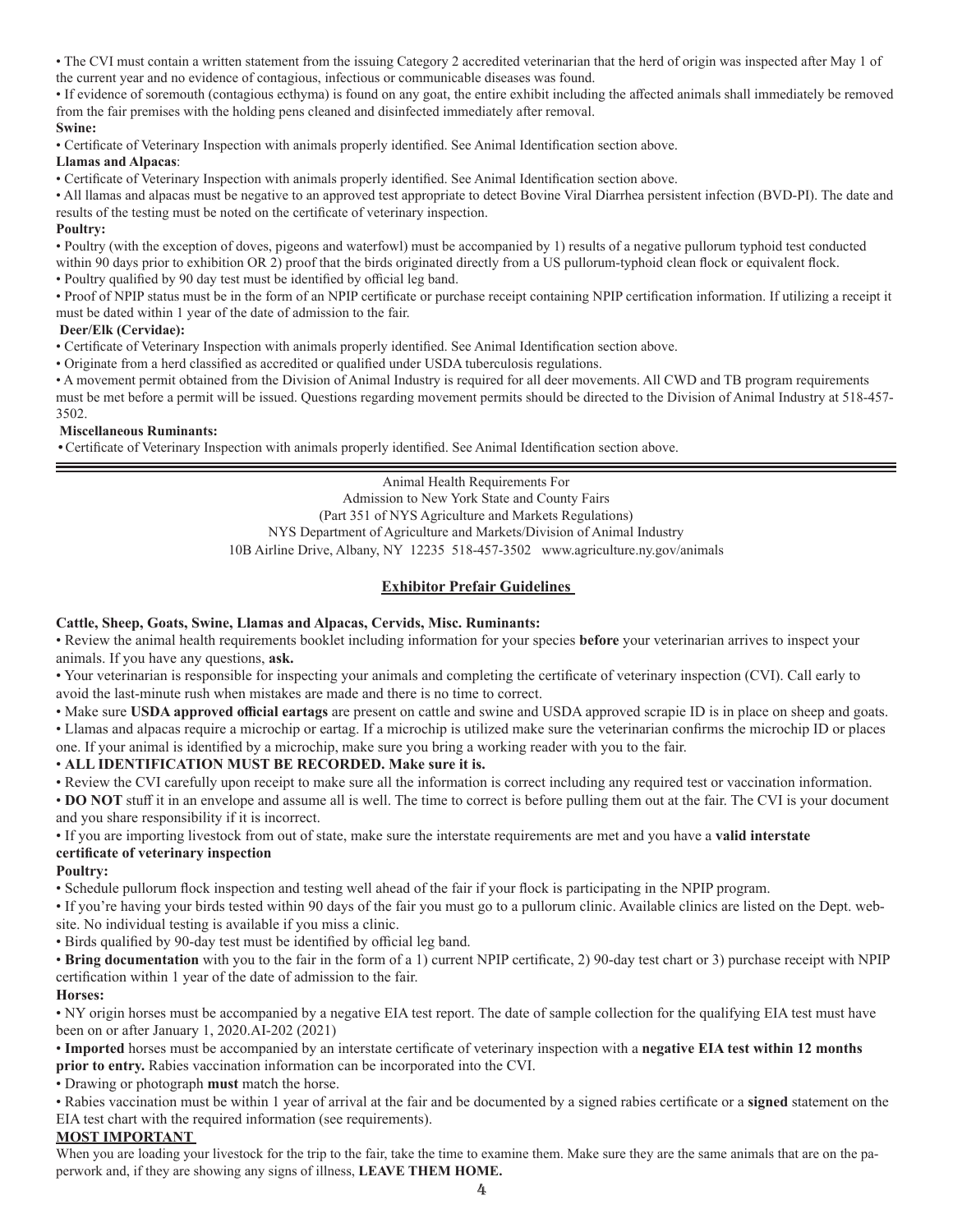• The CVI must contain a written statement from the issuing Category 2 accredited veterinarian that the herd of origin was inspected after May 1 of the current year and no evidence of contagious, infectious or communicable diseases was found.

• If evidence of soremouth (contagious ecthyma) is found on any goat, the entire exhibit including the affected animals shall immediately be removed from the fair premises with the holding pens cleaned and disinfected immediately after removal.

**Swine:**

• Certificate of Veterinary Inspection with animals properly identified. See Animal Identification section above.

**Llamas and Alpacas**:

• Certificate of Veterinary Inspection with animals properly identified. See Animal Identification section above.

• All llamas and alpacas must be negative to an approved test appropriate to detect Bovine Viral Diarrhea persistent infection (BVD-PI). The date and results of the testing must be noted on the certificate of veterinary inspection.

**Poultry:**

• Poultry (with the exception of doves, pigeons and waterfowl) must be accompanied by 1) results of a negative pullorum typhoid test conducted within 90 days prior to exhibition OR 2) proof that the birds originated directly from a US pullorum-typhoid clean flock or equivalent flock.

• Poultry qualified by 90 day test must be identified by official leg band.

• Proof of NPIP status must be in the form of an NPIP certificate or purchase receipt containing NPIP certification information. If utilizing a receipt it must be dated within 1 year of the date of admission to the fair.

**Deer/Elk (Cervidae):**

• Certificate of Veterinary Inspection with animals properly identified. See Animal Identification section above.

• Originate from a herd classified as accredited or qualified under USDA tuberculosis regulations.

• A movement permit obtained from the Division of Animal Industry is required for all deer movements. All CWD and TB program requirements must be met before a permit will be issued. Questions regarding movement permits should be directed to the Division of Animal Industry at 518-457-3502.

**Miscellaneous Ruminants:**

• Certificate of Veterinary Inspection with animals properly identified. See Animal Identification section above.

---

Animal Health Requirements For
Admission to New York State and County Fairs
(Part 351 of NYS Agriculture and Markets Regulations)
NYS Department of Agriculture and Markets/Division of Animal Industry
10B Airline Drive, Albany, NY 12235 518-457-3502 www.agriculture.ny.gov/animals

## Exhibitor Prefair Guidelines

**Cattle, Sheep, Goats, Swine, Llamas and Alpacas, Cervids, Misc. Ruminants:**

• Review the animal health requirements booklet including information for your species **before** your veterinarian arrives to inspect your animals. If you have any questions, **ask.**

• Your veterinarian is responsible for inspecting your animals and completing the certificate of veterinary inspection (CVI). Call early to avoid the last-minute rush when mistakes are made and there is no time to correct.

• Make sure **USDA approved official eartags** are present on cattle and swine and USDA approved scrapie ID is in place on sheep and goats.

• Llamas and alpacas require a microchip or eartag. If a microchip is utilized make sure the veterinarian confirms the microchip ID or places one. If your animal is identified by a microchip, make sure you bring a working reader with you to the fair.

• **ALL IDENTIFICATION MUST BE RECORDED. Make sure it is.**

• Review the CVI carefully upon receipt to make sure all the information is correct including any required test or vaccination information.

• **DO NOT** stuff it in an envelope and assume all is well. The time to correct is before pulling them out at the fair. The CVI is your document and you share responsibility if it is incorrect.

• If you are importing livestock from out of state, make sure the interstate requirements are met and you have a **valid interstate certificate of veterinary inspection**

**Poultry:**

• Schedule pullorum flock inspection and testing well ahead of the fair if your flock is participating in the NPIP program.

• If you're having your birds tested within 90 days of the fair you must go to a pullorum clinic. Available clinics are listed on the Dept. website. No individual testing is available if you miss a clinic.

• Birds qualified by 90-day test must be identified by official leg band.

• **Bring documentation** with you to the fair in the form of a 1) current NPIP certificate, 2) 90-day test chart or 3) purchase receipt with NPIP certification within 1 year of the date of admission to the fair.

**Horses:**

• NY origin horses must be accompanied by a negative EIA test report. The date of sample collection for the qualifying EIA test must have been on or after January 1, 2020.AI-202 (2021)

• **Imported** horses must be accompanied by an interstate certificate of veterinary inspection with a **negative EIA test within 12 months prior to entry.** Rabies vaccination information can be incorporated into the CVI.

• Drawing or photograph **must** match the horse.

• Rabies vaccination must be within 1 year of arrival at the fair and be documented by a signed rabies certificate or a **signed** statement on the EIA test chart with the required information (see requirements).

**MOST IMPORTANT**

When you are loading your livestock for the trip to the fair, take the time to examine them. Make sure they are the same animals that are on the paperwork and, if they are showing any signs of illness, **LEAVE THEM HOME.**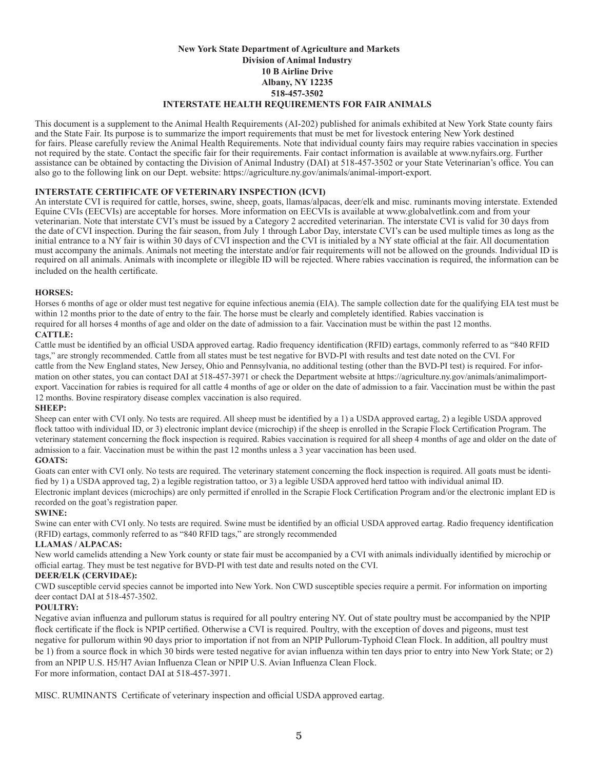**New York State Department of Agriculture and Markets**
**Division of Animal Industry**
**10 B Airline Drive**
**Albany, NY 12235**
**518-457-3502**

# INTERSTATE HEALTH REQUIREMENTS FOR FAIR ANIMALS

This document is a supplement to the Animal Health Requirements (AI-202) published for animals exhibited at New York State county fairs and the State Fair. Its purpose is to summarize the import requirements that must be met for livestock entering New York destined for fairs. Please carefully review the Animal Health Requirements. Note that individual county fairs may require rabies vaccination in species not required by the state. Contact the specific fair for their requirements. Fair contact information is available at www.nyfairs.org. Further assistance can be obtained by contacting the Division of Animal Industry (DAI) at 518-457-3502 or your State Veterinarian's office. You can also go to the following link on our Dept. website: https://agriculture.ny.gov/animals/animal-import-export.

## INTERSTATE CERTIFICATE OF VETERINARY INSPECTION (ICVI)

An interstate CVI is required for cattle, horses, swine, sheep, goats, llamas/alpacas, deer/elk and misc. ruminants moving interstate. Extended Equine CVIs (EECVIs) are acceptable for horses. More information on EECVIs is available at www.globalvetlink.com and from your veterinarian. Note that interstate CVI's must be issued by a Category 2 accredited veterinarian. The interstate CVI is valid for 30 days from the date of CVI inspection. During the fair season, from July 1 through Labor Day, interstate CVI's can be used multiple times as long as the initial entrance to a NY fair is within 30 days of CVI inspection and the CVI is initialed by a NY state official at the fair. All documentation must accompany the animals. Animals not meeting the interstate and/or fair requirements will not be allowed on the grounds. Individual ID is required on all animals. Animals with incomplete or illegible ID will be rejected. Where rabies vaccination is required, the information can be included on the health certificate.

### HORSES:

Horses 6 months of age or older must test negative for equine infectious anemia (EIA). The sample collection date for the qualifying EIA test must be within 12 months prior to the date of entry to the fair. The horse must be clearly and completely identified. Rabies vaccination is required for all horses 4 months of age and older on the date of admission to a fair. Vaccination must be within the past 12 months.

### CATTLE:

Cattle must be identified by an official USDA approved eartag. Radio frequency identification (RFID) eartags, commonly referred to as "840 RFID tags," are strongly recommended. Cattle from all states must be test negative for BVD-PI with results and test date noted on the CVI. For cattle from the New England states, New Jersey, Ohio and Pennsylvania, no additional testing (other than the BVD-PI test) is required. For information on other states, you can contact DAI at 518-457-3971 or check the Department website at https://agriculture.ny.gov/animals/animalimport-export. Vaccination for rabies is required for all cattle 4 months of age or older on the date of admission to a fair. Vaccination must be within the past 12 months. Bovine respiratory disease complex vaccination is also required.

### SHEEP:

Sheep can enter with CVI only. No tests are required. All sheep must be identified by a 1) a USDA approved eartag, 2) a legible USDA approved flock tattoo with individual ID, or 3) electronic implant device (microchip) if the sheep is enrolled in the Scrapie Flock Certification Program. The veterinary statement concerning the flock inspection is required. Rabies vaccination is required for all sheep 4 months of age and older on the date of admission to a fair. Vaccination must be within the past 12 months unless a 3 year vaccination has been used.

### GOATS:

Goats can enter with CVI only. No tests are required. The veterinary statement concerning the flock inspection is required. All goats must be identified by 1) a USDA approved tag, 2) a legible registration tattoo, or 3) a legible USDA approved herd tattoo with individual animal ID. Electronic implant devices (microchips) are only permitted if enrolled in the Scrapie Flock Certification Program and/or the electronic implant ED is recorded on the goat's registration paper.

### SWINE:

Swine can enter with CVI only. No tests are required. Swine must be identified by an official USDA approved eartag. Radio frequency identification (RFID) eartags, commonly referred to as "840 RFID tags," are strongly recommended

### LLAMAS / ALPACAS:

New world camelids attending a New York county or state fair must be accompanied by a CVI with animals individually identified by microchip or official eartag. They must be test negative for BVD-PI with test date and results noted on the CVI.

### DEER/ELK (CERVIDAE):

CWD susceptible cervid species cannot be imported into New York. Non CWD susceptible species require a permit. For information on importing deer contact DAI at 518-457-3502.

### POULTRY:

Negative avian influenza and pullorum status is required for all poultry entering NY. Out of state poultry must be accompanied by the NPIP flock certificate if the flock is NPIP certified. Otherwise a CVI is required. Poultry, with the exception of doves and pigeons, must test negative for pullorum within 90 days prior to importation if not from an NPIP Pullorum-Typhoid Clean Flock. In addition, all poultry must be 1) from a source flock in which 30 birds were tested negative for avian influenza within ten days prior to entry into New York State; or 2) from an NPIP U.S. H5/H7 Avian Influenza Clean or NPIP U.S. Avian Influenza Clean Flock.
For more information, contact DAI at 518-457-3971.

MISC. RUMINANTS Certificate of veterinary inspection and official USDA approved eartag.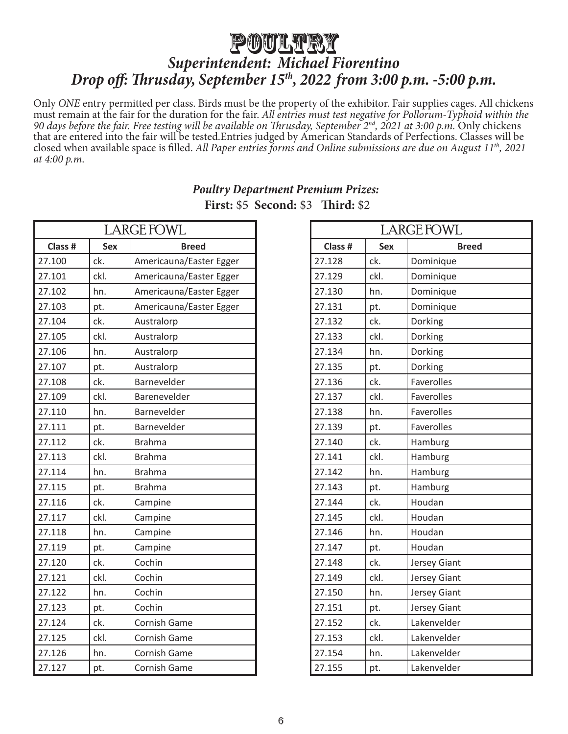# POULTRY

## *Superintendent: Michael Fiorentino*
## *Drop off: Thrusday, September 15th, 2022 from 3:00 p.m. -5:00 p.m.*

Only *ONE* entry permitted per class. Birds must be the property of the exhibitor. Fair supplies cages. All chickens must remain at the fair for the duration for the fair. *All entries must test negative for Pollorum-Typhoid within the 90 days before the fair. Free testing will be available on Thrusday, September 2nd, 2021 at 3:00 p.m.* Only chickens that are entered into the fair will be tested.Entries judged by American Standards of Perfections. Classes will be closed when available space is filled. *All Paper entries forms and Online submissions are due on August 11th, 2021 at 4:00 p.m.*

***Poultry Department Premium Prizes:***

**First:** $5 **Second:** $3 **Third:** $2

| LARGE FOWL | | |
|---|---|---|
| **Class #** | **Sex** | **Breed** |
| 27.100 | ck. | Americauna/Easter Egger |
| 27.101 | ckl. | Americauna/Easter Egger |
| 27.102 | hn. | Americauna/Easter Egger |
| 27.103 | pt. | Americauna/Easter Egger |
| 27.104 | ck. | Australorp |
| 27.105 | ckl. | Australorp |
| 27.106 | hn. | Australorp |
| 27.107 | pt. | Australorp |
| 27.108 | ck. | Barnevelder |
| 27.109 | ckl. | Barenevelder |
| 27.110 | hn. | Barnevelder |
| 27.111 | pt. | Barnevelder |
| 27.112 | ck. | Brahma |
| 27.113 | ckl. | Brahma |
| 27.114 | hn. | Brahma |
| 27.115 | pt. | Brahma |
| 27.116 | ck. | Campine |
| 27.117 | ckl. | Campine |
| 27.118 | hn. | Campine |
| 27.119 | pt. | Campine |
| 27.120 | ck. | Cochin |
| 27.121 | ckl. | Cochin |
| 27.122 | hn. | Cochin |
| 27.123 | pt. | Cochin |
| 27.124 | ck. | Cornish Game |
| 27.125 | ckl. | Cornish Game |
| 27.126 | hn. | Cornish Game |
| 27.127 | pt. | Cornish Game |

| LARGE FOWL | | |
|---|---|---|
| **Class #** | **Sex** | **Breed** |
| 27.128 | ck. | Dominique |
| 27.129 | ckl. | Dominique |
| 27.130 | hn. | Dominique |
| 27.131 | pt. | Dominique |
| 27.132 | ck. | Dorking |
| 27.133 | ckl. | Dorking |
| 27.134 | hn. | Dorking |
| 27.135 | pt. | Dorking |
| 27.136 | ck. | Faverolles |
| 27.137 | ckl. | Faverolles |
| 27.138 | hn. | Faverolles |
| 27.139 | pt. | Faverolles |
| 27.140 | ck. | Hamburg |
| 27.141 | ckl. | Hamburg |
| 27.142 | hn. | Hamburg |
| 27.143 | pt. | Hamburg |
| 27.144 | ck. | Houdan |
| 27.145 | ckl. | Houdan |
| 27.146 | hn. | Houdan |
| 27.147 | pt. | Houdan |
| 27.148 | ck. | Jersey Giant |
| 27.149 | ckl. | Jersey Giant |
| 27.150 | hn. | Jersey Giant |
| 27.151 | pt. | Jersey Giant |
| 27.152 | ck. | Lakenvelder |
| 27.153 | ckl. | Lakenvelder |
| 27.154 | hn. | Lakenvelder |
| 27.155 | pt. | Lakenvelder |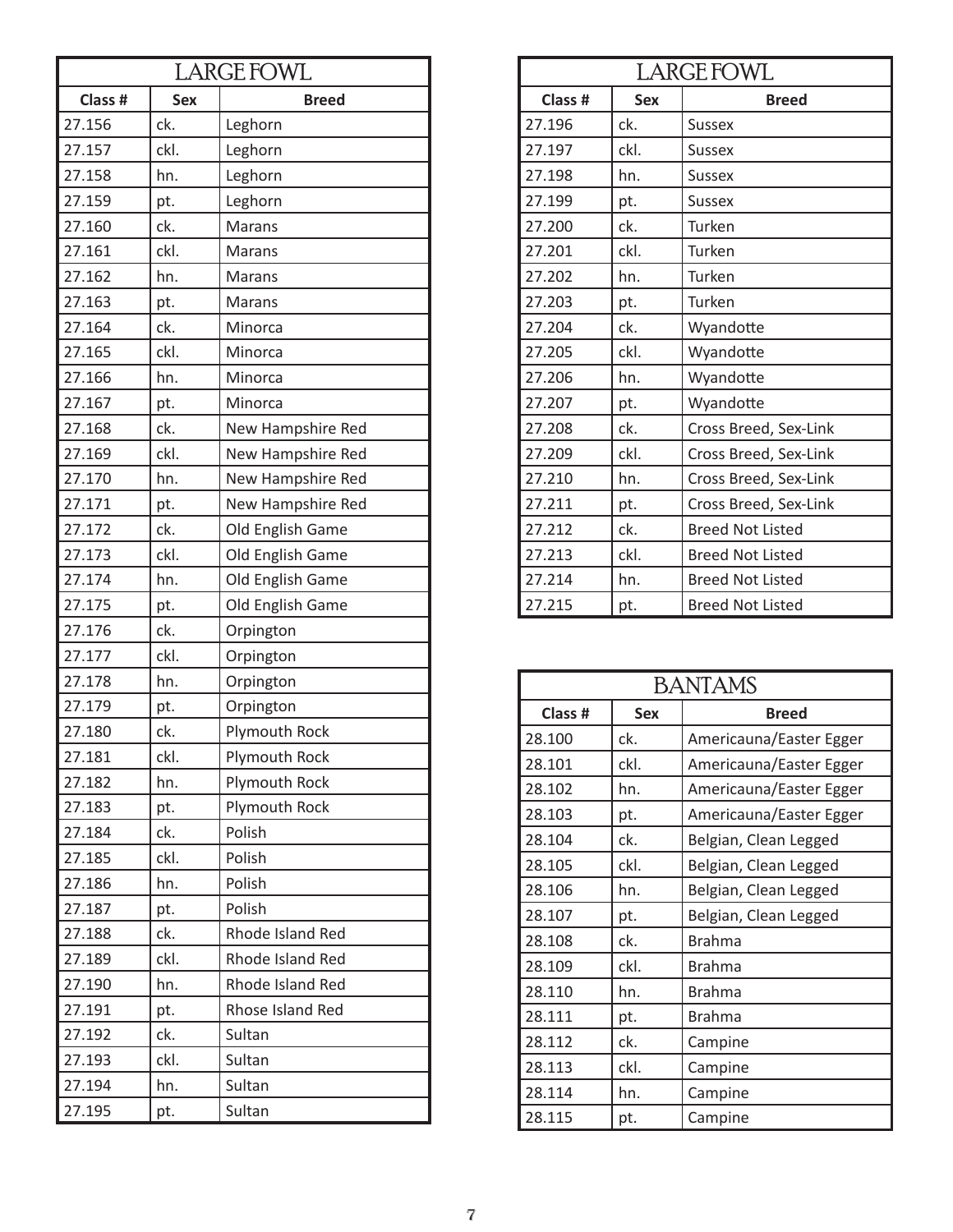## LARGE FOWL

| Class # | Sex | Breed |
|---|---|---|
| 27.156 | ck. | Leghorn |
| 27.157 | ckl. | Leghorn |
| 27.158 | hn. | Leghorn |
| 27.159 | pt. | Leghorn |
| 27.160 | ck. | Marans |
| 27.161 | ckl. | Marans |
| 27.162 | hn. | Marans |
| 27.163 | pt. | Marans |
| 27.164 | ck. | Minorca |
| 27.165 | ckl. | Minorca |
| 27.166 | hn. | Minorca |
| 27.167 | pt. | Minorca |
| 27.168 | ck. | New Hampshire Red |
| 27.169 | ckl. | New Hampshire Red |
| 27.170 | hn. | New Hampshire Red |
| 27.171 | pt. | New Hampshire Red |
| 27.172 | ck. | Old English Game |
| 27.173 | ckl. | Old English Game |
| 27.174 | hn. | Old English Game |
| 27.175 | pt. | Old English Game |
| 27.176 | ck. | Orpington |
| 27.177 | ckl. | Orpington |
| 27.178 | hn. | Orpington |
| 27.179 | pt. | Orpington |
| 27.180 | ck. | Plymouth Rock |
| 27.181 | ckl. | Plymouth Rock |
| 27.182 | hn. | Plymouth Rock |
| 27.183 | pt. | Plymouth Rock |
| 27.184 | ck. | Polish |
| 27.185 | ckl. | Polish |
| 27.186 | hn. | Polish |
| 27.187 | pt. | Polish |
| 27.188 | ck. | Rhode Island Red |
| 27.189 | ckl. | Rhode Island Red |
| 27.190 | hn. | Rhode Island Red |
| 27.191 | pt. | Rhose Island Red |
| 27.192 | ck. | Sultan |
| 27.193 | ckl. | Sultan |
| 27.194 | hn. | Sultan |
| 27.195 | pt. | Sultan |

## LARGE FOWL

| Class # | Sex | Breed |
|---|---|---|
| 27.196 | ck. | Sussex |
| 27.197 | ckl. | Sussex |
| 27.198 | hn. | Sussex |
| 27.199 | pt. | Sussex |
| 27.200 | ck. | Turken |
| 27.201 | ckl. | Turken |
| 27.202 | hn. | Turken |
| 27.203 | pt. | Turken |
| 27.204 | ck. | Wyandotte |
| 27.205 | ckl. | Wyandotte |
| 27.206 | hn. | Wyandotte |
| 27.207 | pt. | Wyandotte |
| 27.208 | ck. | Cross Breed, Sex-Link |
| 27.209 | ckl. | Cross Breed, Sex-Link |
| 27.210 | hn. | Cross Breed, Sex-Link |
| 27.211 | pt. | Cross Breed, Sex-Link |
| 27.212 | ck. | Breed Not Listed |
| 27.213 | ckl. | Breed Not Listed |
| 27.214 | hn. | Breed Not Listed |
| 27.215 | pt. | Breed Not Listed |

## BANTAMS

| Class # | Sex | Breed |
|---|---|---|
| 28.100 | ck. | Americauna/Easter Egger |
| 28.101 | ckl. | Americauna/Easter Egger |
| 28.102 | hn. | Americauna/Easter Egger |
| 28.103 | pt. | Americauna/Easter Egger |
| 28.104 | ck. | Belgian, Clean Legged |
| 28.105 | ckl. | Belgian, Clean Legged |
| 28.106 | hn. | Belgian, Clean Legged |
| 28.107 | pt. | Belgian, Clean Legged |
| 28.108 | ck. | Brahma |
| 28.109 | ckl. | Brahma |
| 28.110 | hn. | Brahma |
| 28.111 | pt. | Brahma |
| 28.112 | ck. | Campine |
| 28.113 | ckl. | Campine |
| 28.114 | hn. | Campine |
| 28.115 | pt. | Campine |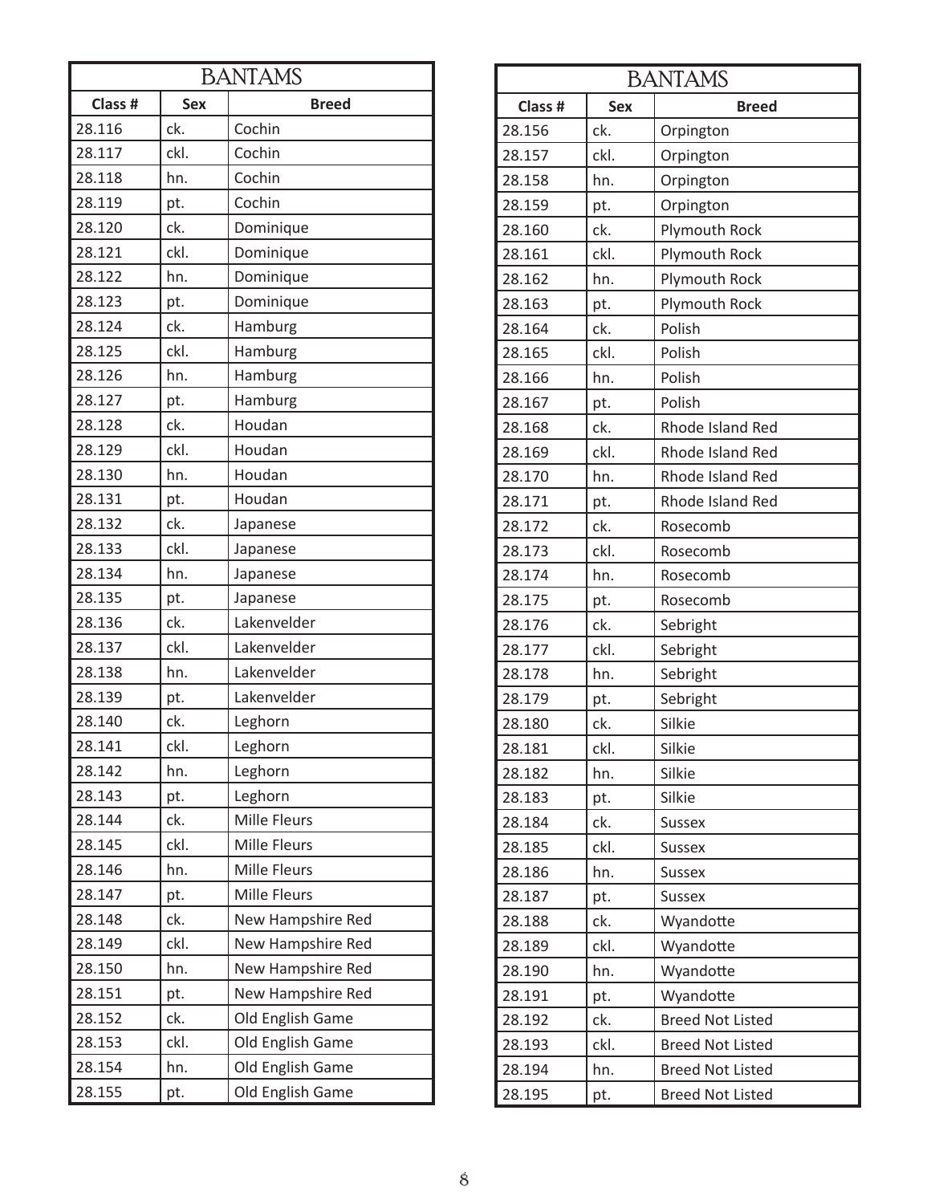## BANTAMS

| Class # | Sex | Breed |
|---|---|---|
| 28.116 | ck. | Cochin |
| 28.117 | ckl. | Cochin |
| 28.118 | hn. | Cochin |
| 28.119 | pt. | Cochin |
| 28.120 | ck. | Dominique |
| 28.121 | ckl. | Dominique |
| 28.122 | hn. | Dominique |
| 28.123 | pt. | Dominique |
| 28.124 | ck. | Hamburg |
| 28.125 | ckl. | Hamburg |
| 28.126 | hn. | Hamburg |
| 28.127 | pt. | Hamburg |
| 28.128 | ck. | Houdan |
| 28.129 | ckl. | Houdan |
| 28.130 | hn. | Houdan |
| 28.131 | pt. | Houdan |
| 28.132 | ck. | Japanese |
| 28.133 | ckl. | Japanese |
| 28.134 | hn. | Japanese |
| 28.135 | pt. | Japanese |
| 28.136 | ck. | Lakenvelder |
| 28.137 | ckl. | Lakenvelder |
| 28.138 | hn. | Lakenvelder |
| 28.139 | pt. | Lakenvelder |
| 28.140 | ck. | Leghorn |
| 28.141 | ckl. | Leghorn |
| 28.142 | hn. | Leghorn |
| 28.143 | pt. | Leghorn |
| 28.144 | ck. | Mille Fleurs |
| 28.145 | ckl. | Mille Fleurs |
| 28.146 | hn. | Mille Fleurs |
| 28.147 | pt. | Mille Fleurs |
| 28.148 | ck. | New Hampshire Red |
| 28.149 | ckl. | New Hampshire Red |
| 28.150 | hn. | New Hampshire Red |
| 28.151 | pt. | New Hampshire Red |
| 28.152 | ck. | Old English Game |
| 28.153 | ckl. | Old English Game |
| 28.154 | hn. | Old English Game |
| 28.155 | pt. | Old English Game |

## BANTAMS

| Class # | Sex | Breed |
|---|---|---|
| 28.156 | ck. | Orpington |
| 28.157 | ckl. | Orpington |
| 28.158 | hn. | Orpington |
| 28.159 | pt. | Orpington |
| 28.160 | ck. | Plymouth Rock |
| 28.161 | ckl. | Plymouth Rock |
| 28.162 | hn. | Plymouth Rock |
| 28.163 | pt. | Plymouth Rock |
| 28.164 | ck. | Polish |
| 28.165 | ckl. | Polish |
| 28.166 | hn. | Polish |
| 28.167 | pt. | Polish |
| 28.168 | ck. | Rhode Island Red |
| 28.169 | ckl. | Rhode Island Red |
| 28.170 | hn. | Rhode Island Red |
| 28.171 | pt. | Rhode Island Red |
| 28.172 | ck. | Rosecomb |
| 28.173 | ckl. | Rosecomb |
| 28.174 | hn. | Rosecomb |
| 28.175 | pt. | Rosecomb |
| 28.176 | ck. | Sebright |
| 28.177 | ckl. | Sebright |
| 28.178 | hn. | Sebright |
| 28.179 | pt. | Sebright |
| 28.180 | ck. | Silkie |
| 28.181 | ckl. | Silkie |
| 28.182 | hn. | Silkie |
| 28.183 | pt. | Silkie |
| 28.184 | ck. | Sussex |
| 28.185 | ckl. | Sussex |
| 28.186 | hn. | Sussex |
| 28.187 | pt. | Sussex |
| 28.188 | ck. | Wyandotte |
| 28.189 | ckl. | Wyandotte |
| 28.190 | hn. | Wyandotte |
| 28.191 | pt. | Wyandotte |
| 28.192 | ck. | Breed Not Listed |
| 28.193 | ckl. | Breed Not Listed |
| 28.194 | hn. | Breed Not Listed |
| 28.195 | pt. | Breed Not Listed |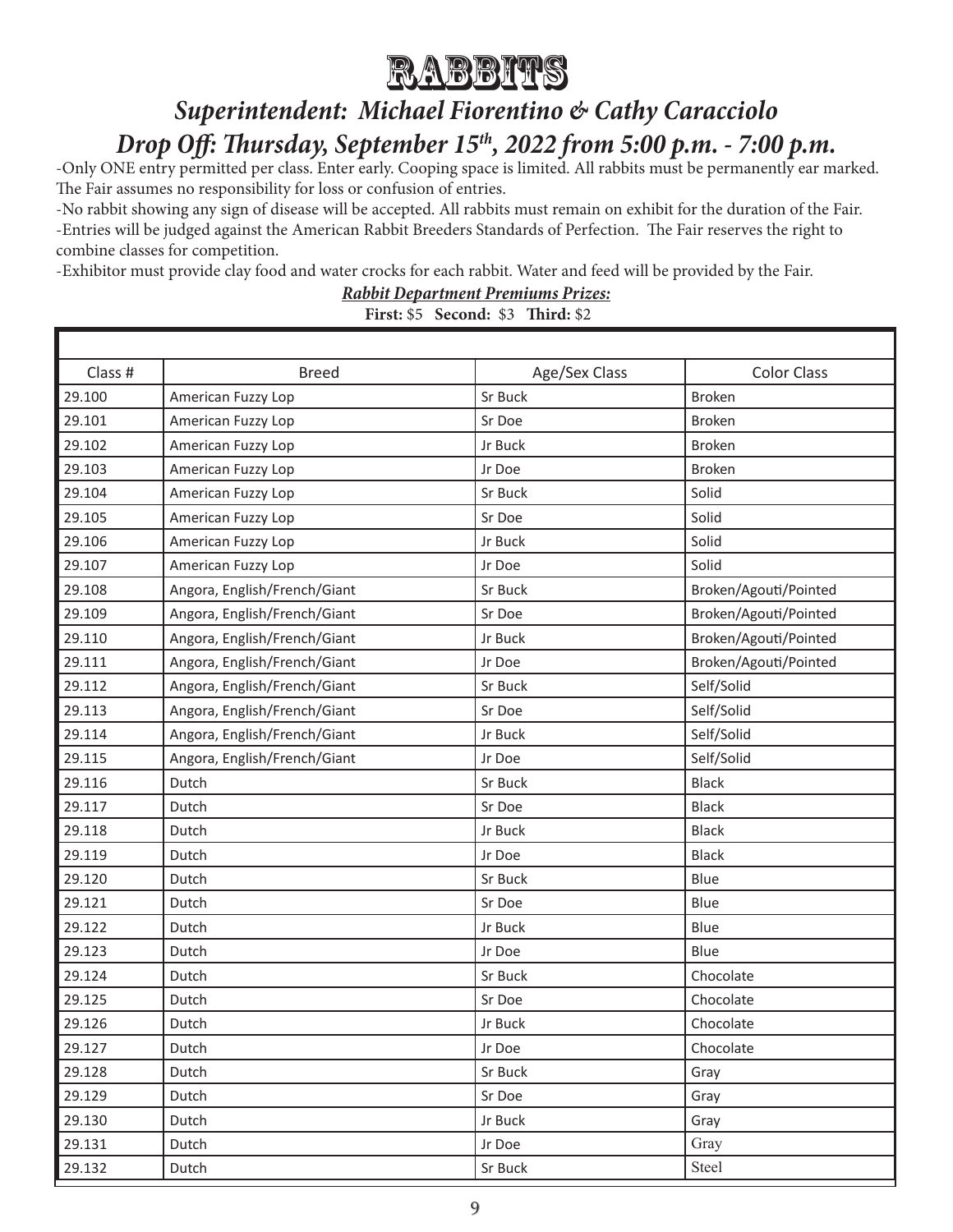# RABBITS

## *Superintendent: Michael Fiorentino & Cathy Caracciolo*

## *Drop Off: Thursday, September 15th, 2022 from 5:00 p.m. - 7:00 p.m.*

-Only ONE entry permitted per class. Enter early. Cooping space is limited. All rabbits must be permanently ear marked. The Fair assumes no responsibility for loss or confusion of entries.

-No rabbit showing any sign of disease will be accepted. All rabbits must remain on exhibit for the duration of the Fair.

-Entries will be judged against the American Rabbit Breeders Standards of Perfection. The Fair reserves the right to combine classes for competition.

-Exhibitor must provide clay food and water crocks for each rabbit. Water and feed will be provided by the Fair.

***Rabbit Department Premiums Prizes:***

**First:** $5 **Second:** $3 **Third:** $2

| Class # | Breed | Age/Sex Class | Color Class |
|---|---|---|---|
| 29.100 | American Fuzzy Lop | Sr Buck | Broken |
| 29.101 | American Fuzzy Lop | Sr Doe | Broken |
| 29.102 | American Fuzzy Lop | Jr Buck | Broken |
| 29.103 | American Fuzzy Lop | Jr Doe | Broken |
| 29.104 | American Fuzzy Lop | Sr Buck | Solid |
| 29.105 | American Fuzzy Lop | Sr Doe | Solid |
| 29.106 | American Fuzzy Lop | Jr Buck | Solid |
| 29.107 | American Fuzzy Lop | Jr Doe | Solid |
| 29.108 | Angora, English/French/Giant | Sr Buck | Broken/Agouti/Pointed |
| 29.109 | Angora, English/French/Giant | Sr Doe | Broken/Agouti/Pointed |
| 29.110 | Angora, English/French/Giant | Jr Buck | Broken/Agouti/Pointed |
| 29.111 | Angora, English/French/Giant | Jr Doe | Broken/Agouti/Pointed |
| 29.112 | Angora, English/French/Giant | Sr Buck | Self/Solid |
| 29.113 | Angora, English/French/Giant | Sr Doe | Self/Solid |
| 29.114 | Angora, English/French/Giant | Jr Buck | Self/Solid |
| 29.115 | Angora, English/French/Giant | Jr Doe | Self/Solid |
| 29.116 | Dutch | Sr Buck | Black |
| 29.117 | Dutch | Sr Doe | Black |
| 29.118 | Dutch | Jr Buck | Black |
| 29.119 | Dutch | Jr Doe | Black |
| 29.120 | Dutch | Sr Buck | Blue |
| 29.121 | Dutch | Sr Doe | Blue |
| 29.122 | Dutch | Jr Buck | Blue |
| 29.123 | Dutch | Jr Doe | Blue |
| 29.124 | Dutch | Sr Buck | Chocolate |
| 29.125 | Dutch | Sr Doe | Chocolate |
| 29.126 | Dutch | Jr Buck | Chocolate |
| 29.127 | Dutch | Jr Doe | Chocolate |
| 29.128 | Dutch | Sr Buck | Gray |
| 29.129 | Dutch | Sr Doe | Gray |
| 29.130 | Dutch | Jr Buck | Gray |
| 29.131 | Dutch | Jr Doe | Gray |
| 29.132 | Dutch | Sr Buck | Steel |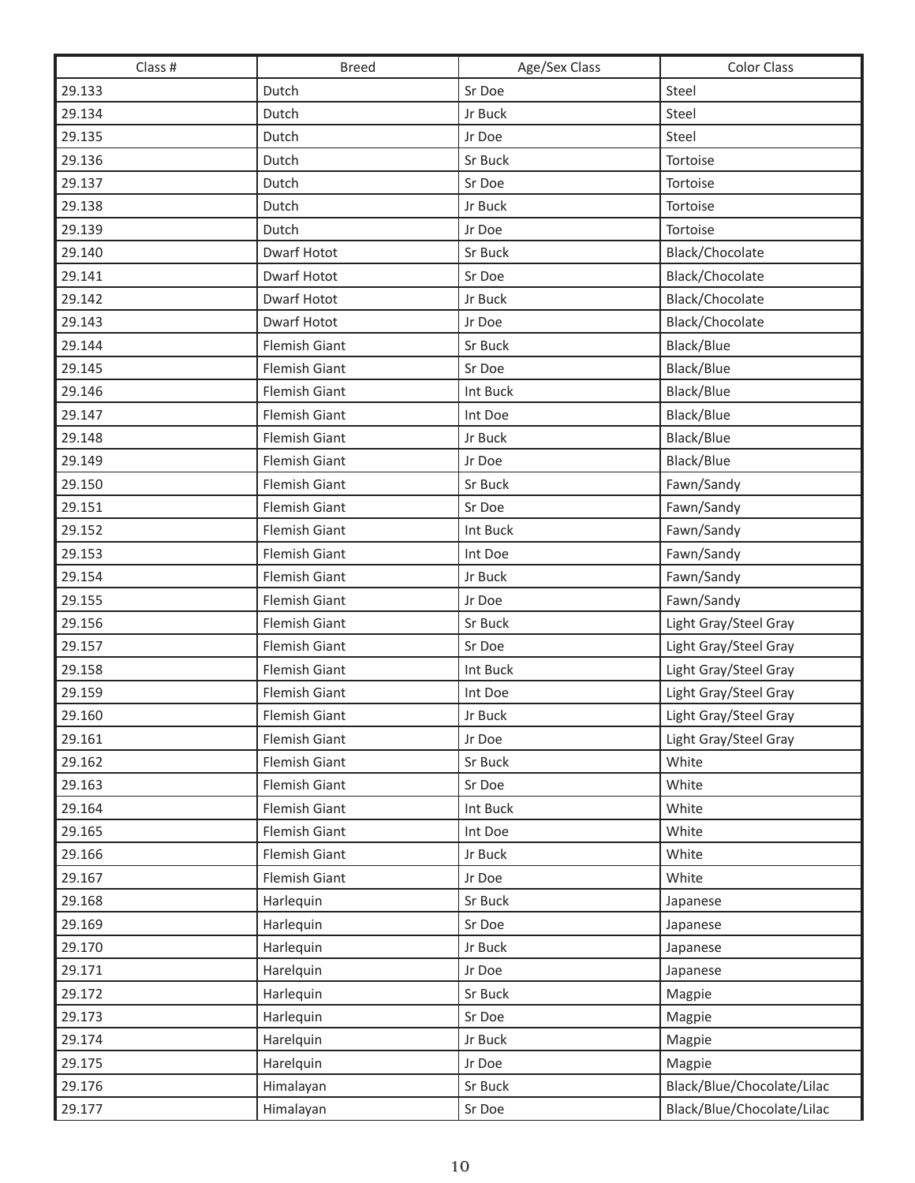| Class # | Breed | Age/Sex Class | Color Class |
|---|---|---|---|
| 29.133 | Dutch | Sr Doe | Steel |
| 29.134 | Dutch | Jr Buck | Steel |
| 29.135 | Dutch | Jr Doe | Steel |
| 29.136 | Dutch | Sr Buck | Tortoise |
| 29.137 | Dutch | Sr Doe | Tortoise |
| 29.138 | Dutch | Jr Buck | Tortoise |
| 29.139 | Dutch | Jr Doe | Tortoise |
| 29.140 | Dwarf Hotot | Sr Buck | Black/Chocolate |
| 29.141 | Dwarf Hotot | Sr Doe | Black/Chocolate |
| 29.142 | Dwarf Hotot | Jr Buck | Black/Chocolate |
| 29.143 | Dwarf Hotot | Jr Doe | Black/Chocolate |
| 29.144 | Flemish Giant | Sr Buck | Black/Blue |
| 29.145 | Flemish Giant | Sr Doe | Black/Blue |
| 29.146 | Flemish Giant | Int Buck | Black/Blue |
| 29.147 | Flemish Giant | Int Doe | Black/Blue |
| 29.148 | Flemish Giant | Jr Buck | Black/Blue |
| 29.149 | Flemish Giant | Jr Doe | Black/Blue |
| 29.150 | Flemish Giant | Sr Buck | Fawn/Sandy |
| 29.151 | Flemish Giant | Sr Doe | Fawn/Sandy |
| 29.152 | Flemish Giant | Int Buck | Fawn/Sandy |
| 29.153 | Flemish Giant | Int Doe | Fawn/Sandy |
| 29.154 | Flemish Giant | Jr Buck | Fawn/Sandy |
| 29.155 | Flemish Giant | Jr Doe | Fawn/Sandy |
| 29.156 | Flemish Giant | Sr Buck | Light Gray/Steel Gray |
| 29.157 | Flemish Giant | Sr Doe | Light Gray/Steel Gray |
| 29.158 | Flemish Giant | Int Buck | Light Gray/Steel Gray |
| 29.159 | Flemish Giant | Int Doe | Light Gray/Steel Gray |
| 29.160 | Flemish Giant | Jr Buck | Light Gray/Steel Gray |
| 29.161 | Flemish Giant | Jr Doe | Light Gray/Steel Gray |
| 29.162 | Flemish Giant | Sr Buck | White |
| 29.163 | Flemish Giant | Sr Doe | White |
| 29.164 | Flemish Giant | Int Buck | White |
| 29.165 | Flemish Giant | Int Doe | White |
| 29.166 | Flemish Giant | Jr Buck | White |
| 29.167 | Flemish Giant | Jr Doe | White |
| 29.168 | Harlequin | Sr Buck | Japanese |
| 29.169 | Harlequin | Sr Doe | Japanese |
| 29.170 | Harlequin | Jr Buck | Japanese |
| 29.171 | Harelquin | Jr Doe | Japanese |
| 29.172 | Harlequin | Sr Buck | Magpie |
| 29.173 | Harlequin | Sr Doe | Magpie |
| 29.174 | Harelquin | Jr Buck | Magpie |
| 29.175 | Harelquin | Jr Doe | Magpie |
| 29.176 | Himalayan | Sr Buck | Black/Blue/Chocolate/Lilac |
| 29.177 | Himalayan | Sr Doe | Black/Blue/Chocolate/Lilac |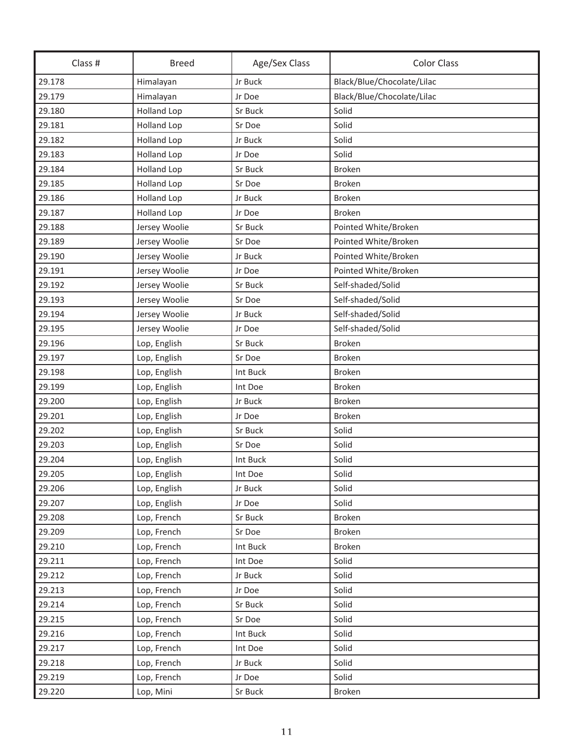| Class # | Breed | Age/Sex Class | Color Class |
| --- | --- | --- | --- |
| 29.178 | Himalayan | Jr Buck | Black/Blue/Chocolate/Lilac |
| 29.179 | Himalayan | Jr Doe | Black/Blue/Chocolate/Lilac |
| 29.180 | Holland Lop | Sr Buck | Solid |
| 29.181 | Holland Lop | Sr Doe | Solid |
| 29.182 | Holland Lop | Jr Buck | Solid |
| 29.183 | Holland Lop | Jr Doe | Solid |
| 29.184 | Holland Lop | Sr Buck | Broken |
| 29.185 | Holland Lop | Sr Doe | Broken |
| 29.186 | Holland Lop | Jr Buck | Broken |
| 29.187 | Holland Lop | Jr Doe | Broken |
| 29.188 | Jersey Woolie | Sr Buck | Pointed White/Broken |
| 29.189 | Jersey Woolie | Sr Doe | Pointed White/Broken |
| 29.190 | Jersey Woolie | Jr Buck | Pointed White/Broken |
| 29.191 | Jersey Woolie | Jr Doe | Pointed White/Broken |
| 29.192 | Jersey Woolie | Sr Buck | Self-shaded/Solid |
| 29.193 | Jersey Woolie | Sr Doe | Self-shaded/Solid |
| 29.194 | Jersey Woolie | Jr Buck | Self-shaded/Solid |
| 29.195 | Jersey Woolie | Jr Doe | Self-shaded/Solid |
| 29.196 | Lop, English | Sr Buck | Broken |
| 29.197 | Lop, English | Sr Doe | Broken |
| 29.198 | Lop, English | Int Buck | Broken |
| 29.199 | Lop, English | Int Doe | Broken |
| 29.200 | Lop, English | Jr Buck | Broken |
| 29.201 | Lop, English | Jr Doe | Broken |
| 29.202 | Lop, English | Sr Buck | Solid |
| 29.203 | Lop, English | Sr Doe | Solid |
| 29.204 | Lop, English | Int Buck | Solid |
| 29.205 | Lop, English | Int Doe | Solid |
| 29.206 | Lop, English | Jr Buck | Solid |
| 29.207 | Lop, English | Jr Doe | Solid |
| 29.208 | Lop, French | Sr Buck | Broken |
| 29.209 | Lop, French | Sr Doe | Broken |
| 29.210 | Lop, French | Int Buck | Broken |
| 29.211 | Lop, French | Int Doe | Solid |
| 29.212 | Lop, French | Jr Buck | Solid |
| 29.213 | Lop, French | Jr Doe | Solid |
| 29.214 | Lop, French | Sr Buck | Solid |
| 29.215 | Lop, French | Sr Doe | Solid |
| 29.216 | Lop, French | Int Buck | Solid |
| 29.217 | Lop, French | Int Doe | Solid |
| 29.218 | Lop, French | Jr Buck | Solid |
| 29.219 | Lop, French | Jr Doe | Solid |
| 29.220 | Lop, Mini | Sr Buck | Broken |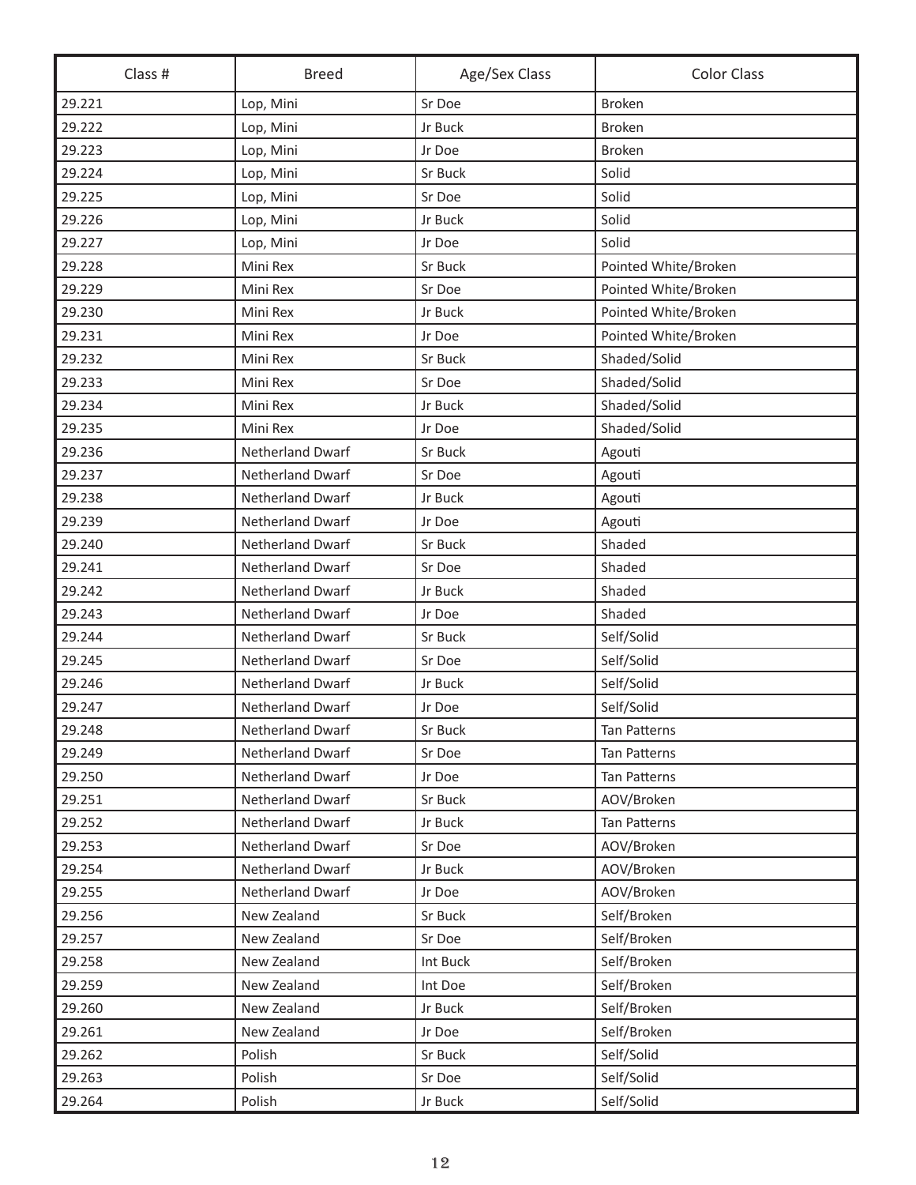| Class # | Breed | Age/Sex Class | Color Class |
| --- | --- | --- | --- |
| 29.221 | Lop, Mini | Sr Doe | Broken |
| 29.222 | Lop, Mini | Jr Buck | Broken |
| 29.223 | Lop, Mini | Jr Doe | Broken |
| 29.224 | Lop, Mini | Sr Buck | Solid |
| 29.225 | Lop, Mini | Sr Doe | Solid |
| 29.226 | Lop, Mini | Jr Buck | Solid |
| 29.227 | Lop, Mini | Jr Doe | Solid |
| 29.228 | Mini Rex | Sr Buck | Pointed White/Broken |
| 29.229 | Mini Rex | Sr Doe | Pointed White/Broken |
| 29.230 | Mini Rex | Jr Buck | Pointed White/Broken |
| 29.231 | Mini Rex | Jr Doe | Pointed White/Broken |
| 29.232 | Mini Rex | Sr Buck | Shaded/Solid |
| 29.233 | Mini Rex | Sr Doe | Shaded/Solid |
| 29.234 | Mini Rex | Jr Buck | Shaded/Solid |
| 29.235 | Mini Rex | Jr Doe | Shaded/Solid |
| 29.236 | Netherland Dwarf | Sr Buck | Agouti |
| 29.237 | Netherland Dwarf | Sr Doe | Agouti |
| 29.238 | Netherland Dwarf | Jr Buck | Agouti |
| 29.239 | Netherland Dwarf | Jr Doe | Agouti |
| 29.240 | Netherland Dwarf | Sr Buck | Shaded |
| 29.241 | Netherland Dwarf | Sr Doe | Shaded |
| 29.242 | Netherland Dwarf | Jr Buck | Shaded |
| 29.243 | Netherland Dwarf | Jr Doe | Shaded |
| 29.244 | Netherland Dwarf | Sr Buck | Self/Solid |
| 29.245 | Netherland Dwarf | Sr Doe | Self/Solid |
| 29.246 | Netherland Dwarf | Jr Buck | Self/Solid |
| 29.247 | Netherland Dwarf | Jr Doe | Self/Solid |
| 29.248 | Netherland Dwarf | Sr Buck | Tan Patterns |
| 29.249 | Netherland Dwarf | Sr Doe | Tan Patterns |
| 29.250 | Netherland Dwarf | Jr Doe | Tan Patterns |
| 29.251 | Netherland Dwarf | Sr Buck | AOV/Broken |
| 29.252 | Netherland Dwarf | Jr Buck | Tan Patterns |
| 29.253 | Netherland Dwarf | Sr Doe | AOV/Broken |
| 29.254 | Netherland Dwarf | Jr Buck | AOV/Broken |
| 29.255 | Netherland Dwarf | Jr Doe | AOV/Broken |
| 29.256 | New Zealand | Sr Buck | Self/Broken |
| 29.257 | New Zealand | Sr Doe | Self/Broken |
| 29.258 | New Zealand | Int Buck | Self/Broken |
| 29.259 | New Zealand | Int Doe | Self/Broken |
| 29.260 | New Zealand | Jr Buck | Self/Broken |
| 29.261 | New Zealand | Jr Doe | Self/Broken |
| 29.262 | Polish | Sr Buck | Self/Solid |
| 29.263 | Polish | Sr Doe | Self/Solid |
| 29.264 | Polish | Jr Buck | Self/Solid |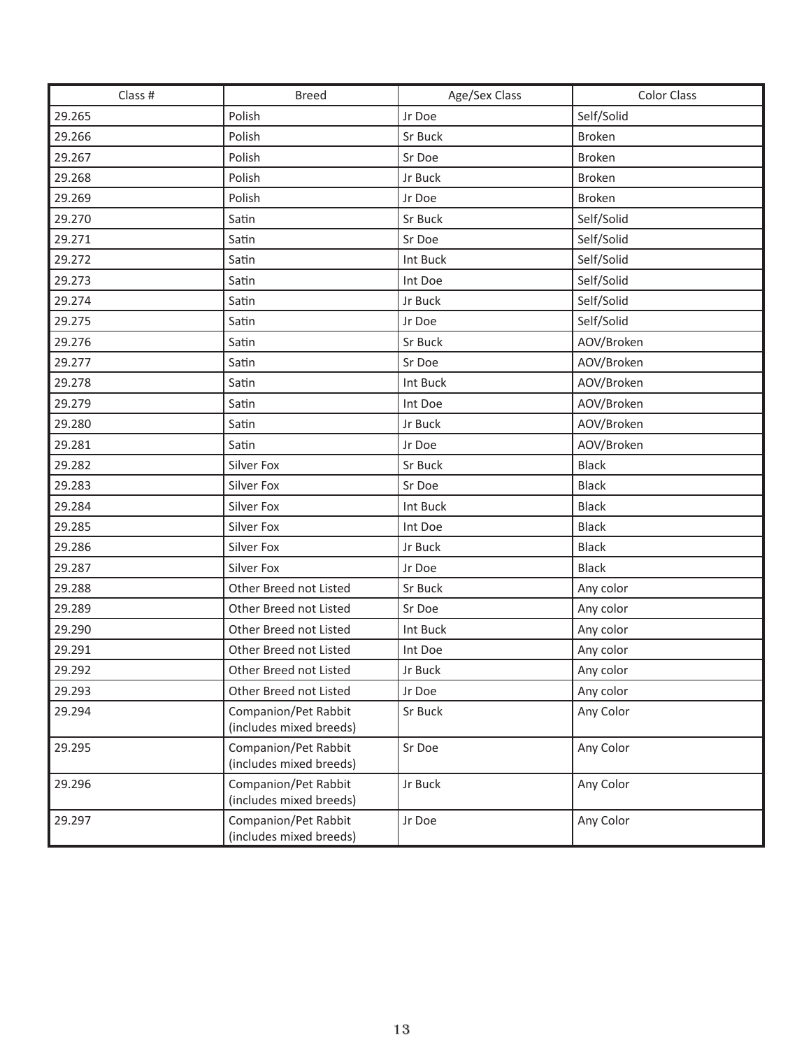| Class # | Breed | Age/Sex Class | Color Class |
|---|---|---|---|
| 29.265 | Polish | Jr Doe | Self/Solid |
| 29.266 | Polish | Sr Buck | Broken |
| 29.267 | Polish | Sr Doe | Broken |
| 29.268 | Polish | Jr Buck | Broken |
| 29.269 | Polish | Jr Doe | Broken |
| 29.270 | Satin | Sr Buck | Self/Solid |
| 29.271 | Satin | Sr Doe | Self/Solid |
| 29.272 | Satin | Int Buck | Self/Solid |
| 29.273 | Satin | Int Doe | Self/Solid |
| 29.274 | Satin | Jr Buck | Self/Solid |
| 29.275 | Satin | Jr Doe | Self/Solid |
| 29.276 | Satin | Sr Buck | AOV/Broken |
| 29.277 | Satin | Sr Doe | AOV/Broken |
| 29.278 | Satin | Int Buck | AOV/Broken |
| 29.279 | Satin | Int Doe | AOV/Broken |
| 29.280 | Satin | Jr Buck | AOV/Broken |
| 29.281 | Satin | Jr Doe | AOV/Broken |
| 29.282 | Silver Fox | Sr Buck | Black |
| 29.283 | Silver Fox | Sr Doe | Black |
| 29.284 | Silver Fox | Int Buck | Black |
| 29.285 | Silver Fox | Int Doe | Black |
| 29.286 | Silver Fox | Jr Buck | Black |
| 29.287 | Silver Fox | Jr Doe | Black |
| 29.288 | Other Breed not Listed | Sr Buck | Any color |
| 29.289 | Other Breed not Listed | Sr Doe | Any color |
| 29.290 | Other Breed not Listed | Int Buck | Any color |
| 29.291 | Other Breed not Listed | Int Doe | Any color |
| 29.292 | Other Breed not Listed | Jr Buck | Any color |
| 29.293 | Other Breed not Listed | Jr Doe | Any color |
| 29.294 | Companion/Pet Rabbit (includes mixed breeds) | Sr Buck | Any Color |
| 29.295 | Companion/Pet Rabbit (includes mixed breeds) | Sr Doe | Any Color |
| 29.296 | Companion/Pet Rabbit (includes mixed breeds) | Jr Buck | Any Color |
| 29.297 | Companion/Pet Rabbit (includes mixed breeds) | Jr Doe | Any Color |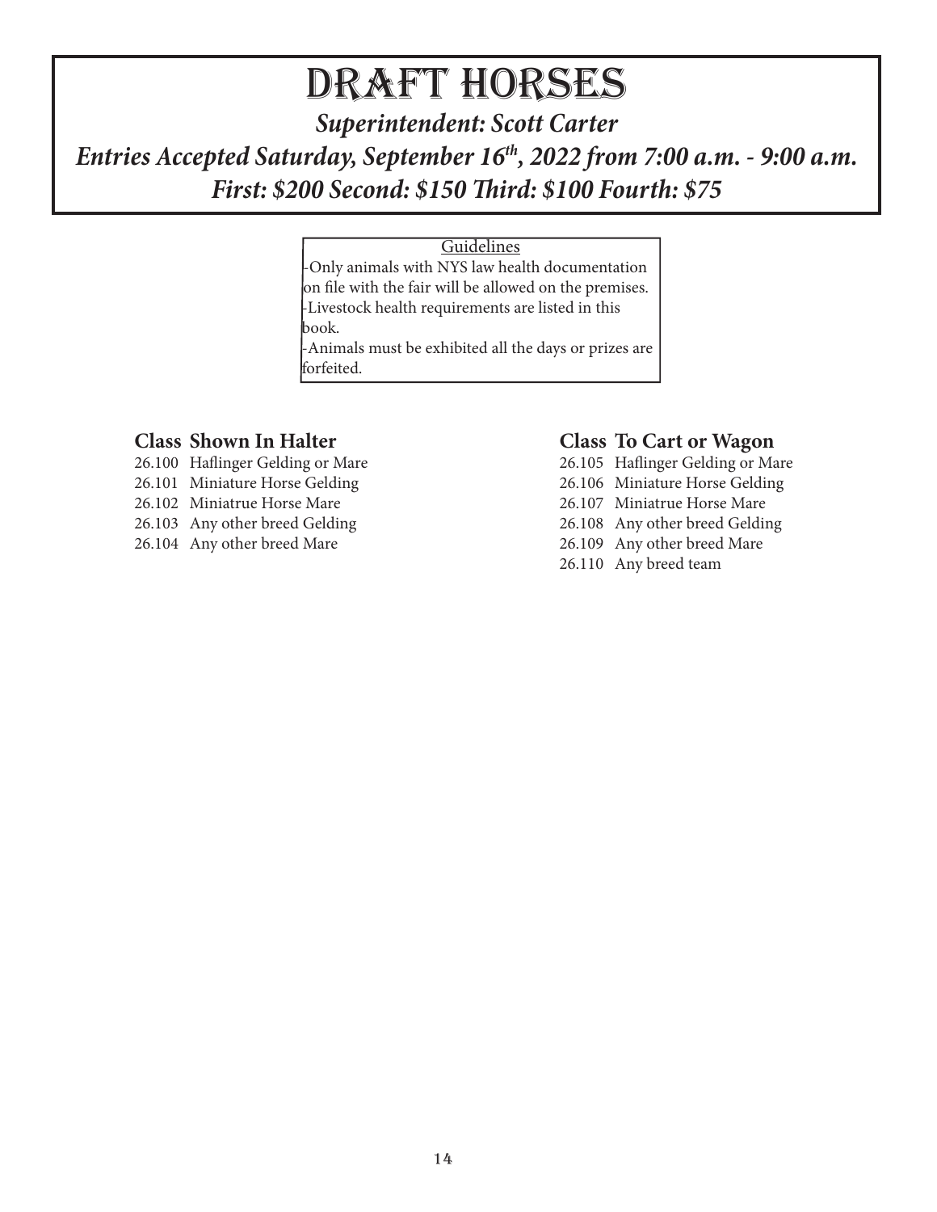# DRAFT HORSES

***Superintendent: Scott Carter***

***Entries Accepted Saturday, September 16th, 2022 from 7:00 a.m. - 9:00 a.m.***

***First: $200 Second: $150 Third: $100 Fourth: $75***

Guidelines

-Only animals with NYS law health documentation on file with the fair will be allowed on the premises.
-Livestock health requirements are listed in this book.
-Animals must be exhibited all the days or prizes are forfeited.

| Class | Shown In Halter |
|---|---|
| 26.100 | Haflinger Gelding or Mare |
| 26.101 | Miniature Horse Gelding |
| 26.102 | Miniatrue Horse Mare |
| 26.103 | Any other breed Gelding |
| 26.104 | Any other breed Mare |

| Class | To Cart or Wagon |
|---|---|
| 26.105 | Haflinger Gelding or Mare |
| 26.106 | Miniature Horse Gelding |
| 26.107 | Miniatrue Horse Mare |
| 26.108 | Any other breed Gelding |
| 26.109 | Any other breed Mare |
| 26.110 | Any breed team |